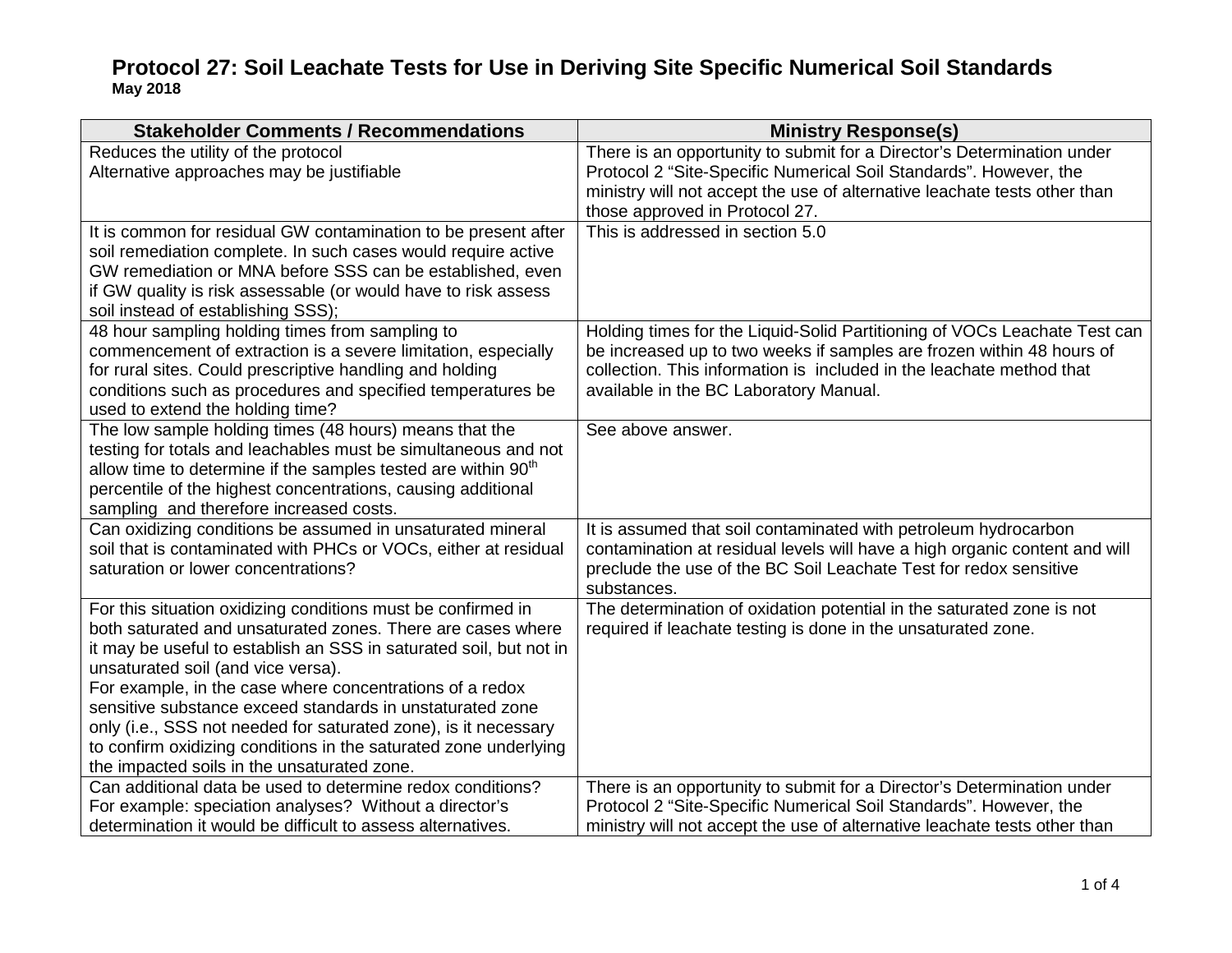# Protocol 27: Soil Leachate Tests for Use in Deriving Site Specific Numerical Soil Standards

**May 2018**

| Stakeholder Comments / Recommendations | Ministry Response(s) |
|---|---|
| Reduces the utility of the protocol<br>Alternative approaches may be justifiable | There is an opportunity to submit for a Director's Determination under Protocol 2 "Site-Specific Numerical Soil Standards". However, the ministry will not accept the use of alternative leachate tests other than those approved in Protocol 27. |
| It is common for residual GW contamination to be present after soil remediation complete. In such cases would require active GW remediation or MNA before SSS can be established, even if GW quality is risk assessable (or would have to risk assess soil instead of establishing SSS); | This is addressed in section 5.0 |
| 48 hour sampling holding times from sampling to commencement of extraction is a severe limitation, especially for rural sites. Could prescriptive handling and holding conditions such as procedures and specified temperatures be used to extend the holding time? | Holding times for the Liquid-Solid Partitioning of VOCs Leachate Test can be increased up to two weeks if samples are frozen within 48 hours of collection. This information is included in the leachate method that available in the BC Laboratory Manual. |
| The low sample holding times (48 hours) means that the testing for totals and leachables must be simultaneous and not allow time to determine if the samples tested are within 90th percentile of the highest concentrations, causing additional sampling and therefore increased costs. | See above answer. |
| Can oxidizing conditions be assumed in unsaturated mineral soil that is contaminated with PHCs or VOCs, either at residual saturation or lower concentrations? | It is assumed that soil contaminated with petroleum hydrocarbon contamination at residual levels will have a high organic content and will preclude the use of the BC Soil Leachate Test for redox sensitive substances. |
| For this situation oxidizing conditions must be confirmed in both saturated and unsaturated zones. There are cases where it may be useful to establish an SSS in saturated soil, but not in unsaturated soil (and vice versa).<br>For example, in the case where concentrations of a redox sensitive substance exceed standards in unstaturated zone only (i.e., SSS not needed for saturated zone), is it necessary to confirm oxidizing conditions in the saturated zone underlying the impacted soils in the unsaturated zone. | The determination of oxidation potential in the saturated zone is not required if leachate testing is done in the unsaturated zone. |
| Can additional data be used to determine redox conditions? For example: speciation analyses? Without a director's determination it would be difficult to assess alternatives. | There is an opportunity to submit for a Director's Determination under Protocol 2 "Site-Specific Numerical Soil Standards". However, the ministry will not accept the use of alternative leachate tests other than |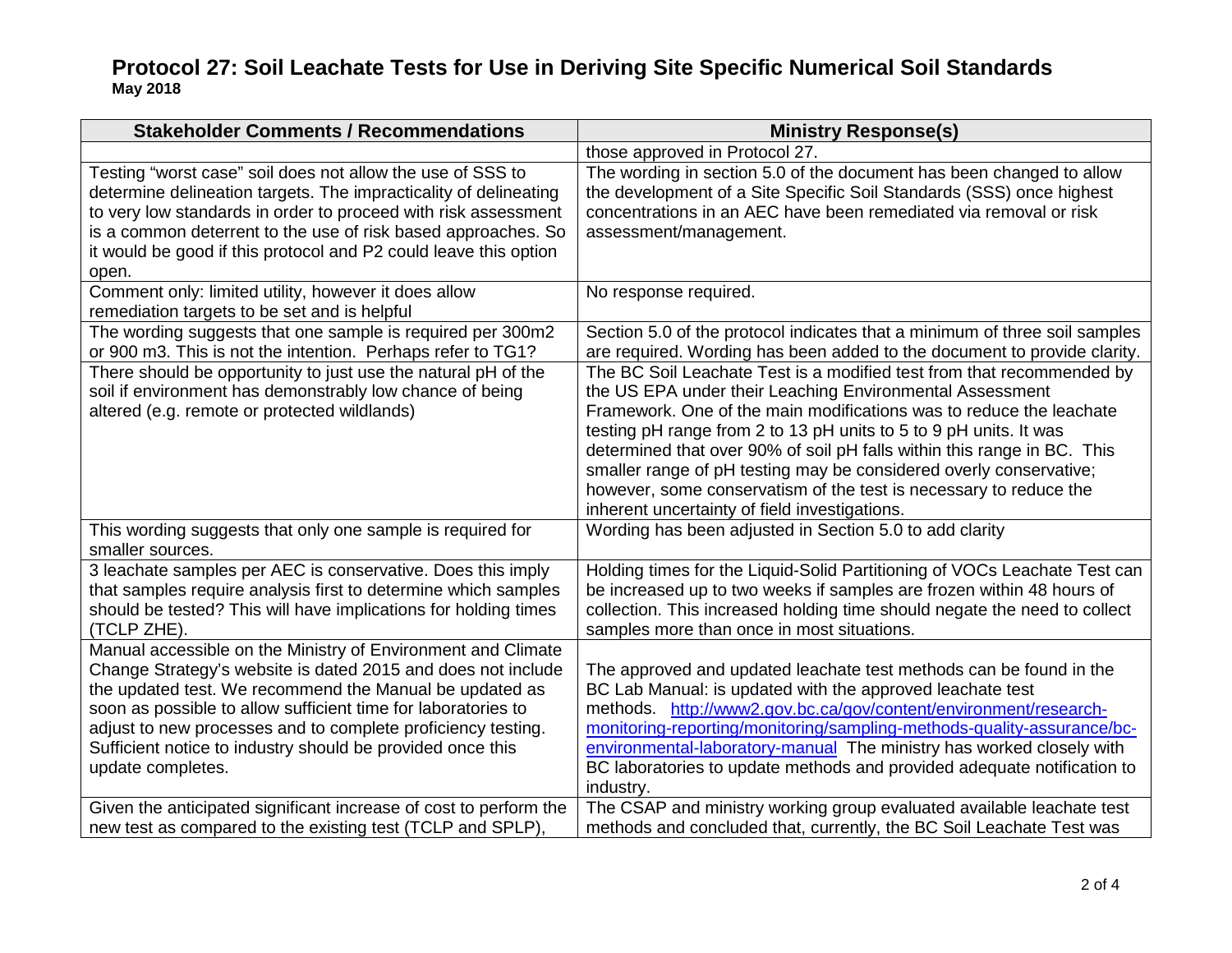# Protocol 27: Soil Leachate Tests for Use in Deriving Site Specific Numerical Soil Standards

**May 2018**

| Stakeholder Comments / Recommendations | Ministry Response(s) |
|---|---|
| | those approved in Protocol 27. |
| Testing "worst case" soil does not allow the use of SSS to determine delineation targets. The impracticality of delineating to very low standards in order to proceed with risk assessment is a common deterrent to the use of risk based approaches. So it would be good if this protocol and P2 could leave this option open. | The wording in section 5.0 of the document has been changed to allow the development of a Site Specific Soil Standards (SSS) once highest concentrations in an AEC have been remediated via removal or risk assessment/management. |
| Comment only: limited utility, however it does allow remediation targets to be set and is helpful | No response required. |
| The wording suggests that one sample is required per 300m2 or 900 m3. This is not the intention. Perhaps refer to TG1? | Section 5.0 of the protocol indicates that a minimum of three soil samples are required. Wording has been added to the document to provide clarity. |
| There should be opportunity to just use the natural pH of the soil if environment has demonstrably low chance of being altered (e.g. remote or protected wildlands) | The BC Soil Leachate Test is a modified test from that recommended by the US EPA under their Leaching Environmental Assessment Framework. One of the main modifications was to reduce the leachate testing pH range from 2 to 13 pH units to 5 to 9 pH units. It was determined that over 90% of soil pH falls within this range in BC. This smaller range of pH testing may be considered overly conservative; however, some conservatism of the test is necessary to reduce the inherent uncertainty of field investigations. |
| This wording suggests that only one sample is required for smaller sources. | Wording has been adjusted in Section 5.0 to add clarity |
| 3 leachate samples per AEC is conservative. Does this imply that samples require analysis first to determine which samples should be tested? This will have implications for holding times (TCLP ZHE). | Holding times for the Liquid-Solid Partitioning of VOCs Leachate Test can be increased up to two weeks if samples are frozen within 48 hours of collection. This increased holding time should negate the need to collect samples more than once in most situations. |
| Manual accessible on the Ministry of Environment and Climate Change Strategy's website is dated 2015 and does not include the updated test. We recommend the Manual be updated as soon as possible to allow sufficient time for laboratories to adjust to new processes and to complete proficiency testing. Sufficient notice to industry should be provided once this update completes. | The approved and updated leachate test methods can be found in the BC Lab Manual: is updated with the approved leachate test methods. [http://www2.gov.bc.ca/gov/content/environment/research-monitoring-reporting/monitoring/sampling-methods-quality-assurance/bc-environmental-laboratory-manual](http://www2.gov.bc.ca/gov/content/environment/research-monitoring-reporting/monitoring/sampling-methods-quality-assurance/bc-environmental-laboratory-manual) The ministry has worked closely with BC laboratories to update methods and provided adequate notification to industry. |
| Given the anticipated significant increase of cost to perform the new test as compared to the existing test (TCLP and SPLP), | The CSAP and ministry working group evaluated available leachate test methods and concluded that, currently, the BC Soil Leachate Test was |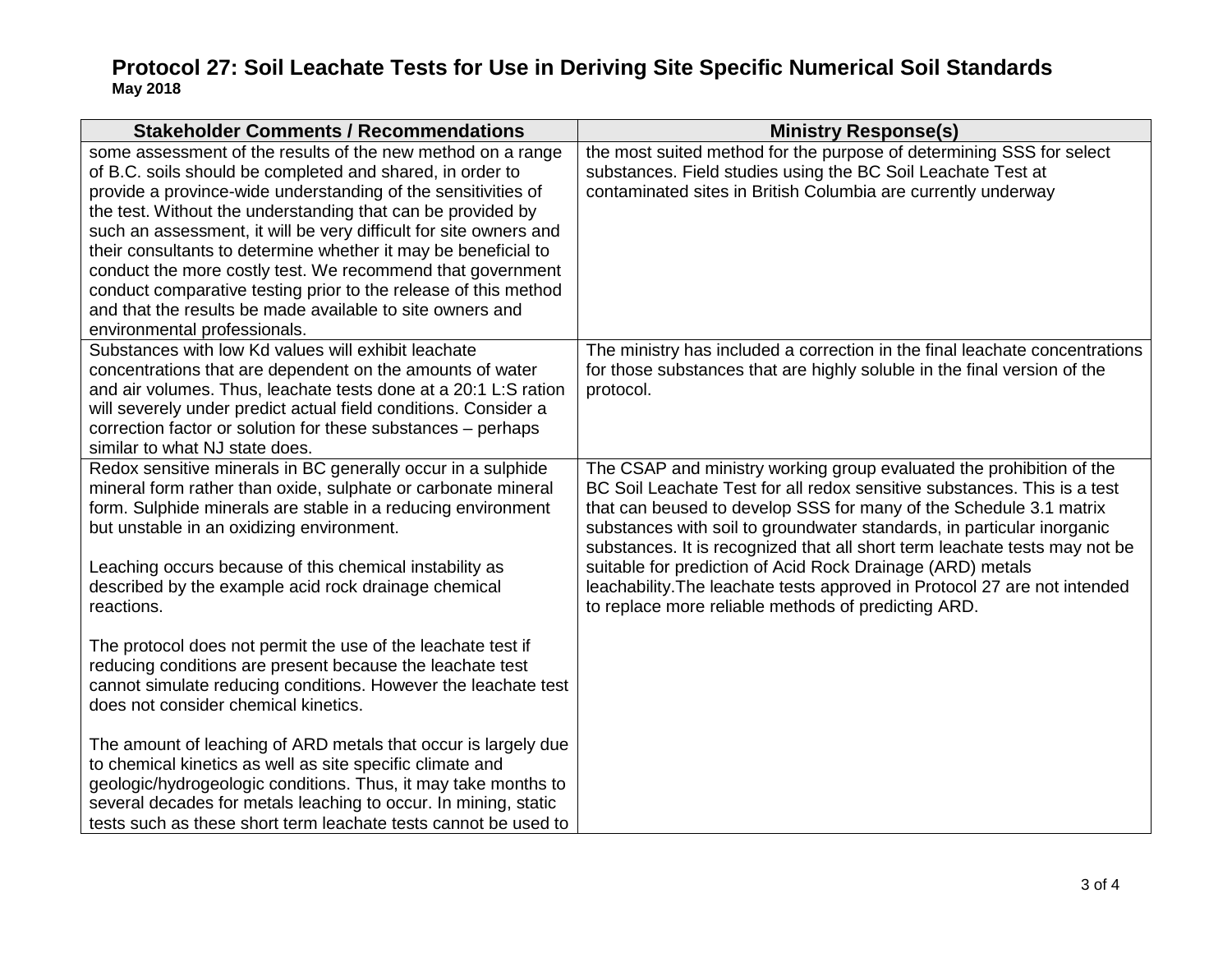# Protocol 27: Soil Leachate Tests for Use in Deriving Site Specific Numerical Soil Standards
**May 2018**

| Stakeholder Comments / Recommendations | Ministry Response(s) |
|---|---|
| some assessment of the results of the new method on a range of B.C. soils should be completed and shared, in order to provide a province-wide understanding of the sensitivities of the test. Without the understanding that can be provided by such an assessment, it will be very difficult for site owners and their consultants to determine whether it may be beneficial to conduct the more costly test. We recommend that government conduct comparative testing prior to the release of this method and that the results be made available to site owners and environmental professionals. | the most suited method for the purpose of determining SSS for select substances. Field studies using the BC Soil Leachate Test at contaminated sites in British Columbia are currently underway |
| Substances with low Kd values will exhibit leachate concentrations that are dependent on the amounts of water and air volumes. Thus, leachate tests done at a 20:1 L:S ration will severely under predict actual field conditions. Consider a correction factor or solution for these substances – perhaps similar to what NJ state does. | The ministry has included a correction in the final leachate concentrations for those substances that are highly soluble in the final version of the protocol. |
| Redox sensitive minerals in BC generally occur in a sulphide mineral form rather than oxide, sulphate or carbonate mineral form. Sulphide minerals are stable in a reducing environment but unstable in an oxidizing environment.<br><br>Leaching occurs because of this chemical instability as described by the example acid rock drainage chemical reactions.<br><br>The protocol does not permit the use of the leachate test if reducing conditions are present because the leachate test cannot simulate reducing conditions. However the leachate test does not consider chemical kinetics.<br><br>The amount of leaching of ARD metals that occur is largely due to chemical kinetics as well as site specific climate and geologic/hydrogeologic conditions. Thus, it may take months to several decades for metals leaching to occur. In mining, static tests such as these short term leachate tests cannot be used to | The CSAP and ministry working group evaluated the prohibition of the BC Soil Leachate Test for all redox sensitive substances. This is a test that can beused to develop SSS for many of the Schedule 3.1 matrix substances with soil to groundwater standards, in particular inorganic substances. It is recognized that all short term leachate tests may not be suitable for prediction of Acid Rock Drainage (ARD) metals leachability.The leachate tests approved in Protocol 27 are not intended to replace more reliable methods of predicting ARD. |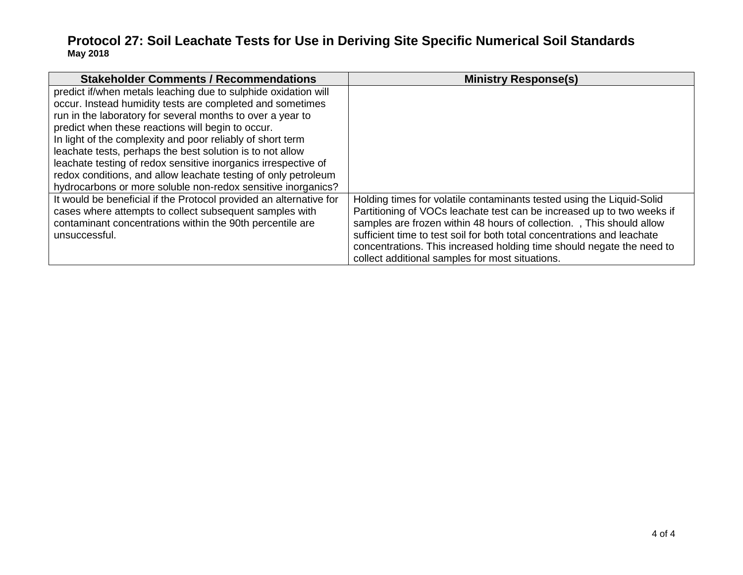| Stakeholder Comments / Recommendations | Ministry Response(s) |
|---|---|
| predict if/when metals leaching due to sulphide oxidation will occur. Instead humidity tests are completed and sometimes run in the laboratory for several months to over a year to predict when these reactions will begin to occur. In light of the complexity and poor reliably of short term leachate tests, perhaps the best solution is to not allow leachate testing of redox sensitive inorganics irrespective of redox conditions, and allow leachate testing of only petroleum hydrocarbons or more soluble non-redox sensitive inorganics? | |
| It would be beneficial if the Protocol provided an alternative for cases where attempts to collect subsequent samples with contaminant concentrations within the 90th percentile are unsuccessful. | Holding times for volatile contaminants tested using the Liquid-Solid Partitioning of VOCs leachate test can be increased up to two weeks if samples are frozen within 48 hours of collection. , This should allow sufficient time to test soil for both total concentrations and leachate concentrations. This increased holding time should negate the need to collect additional samples for most situations. |